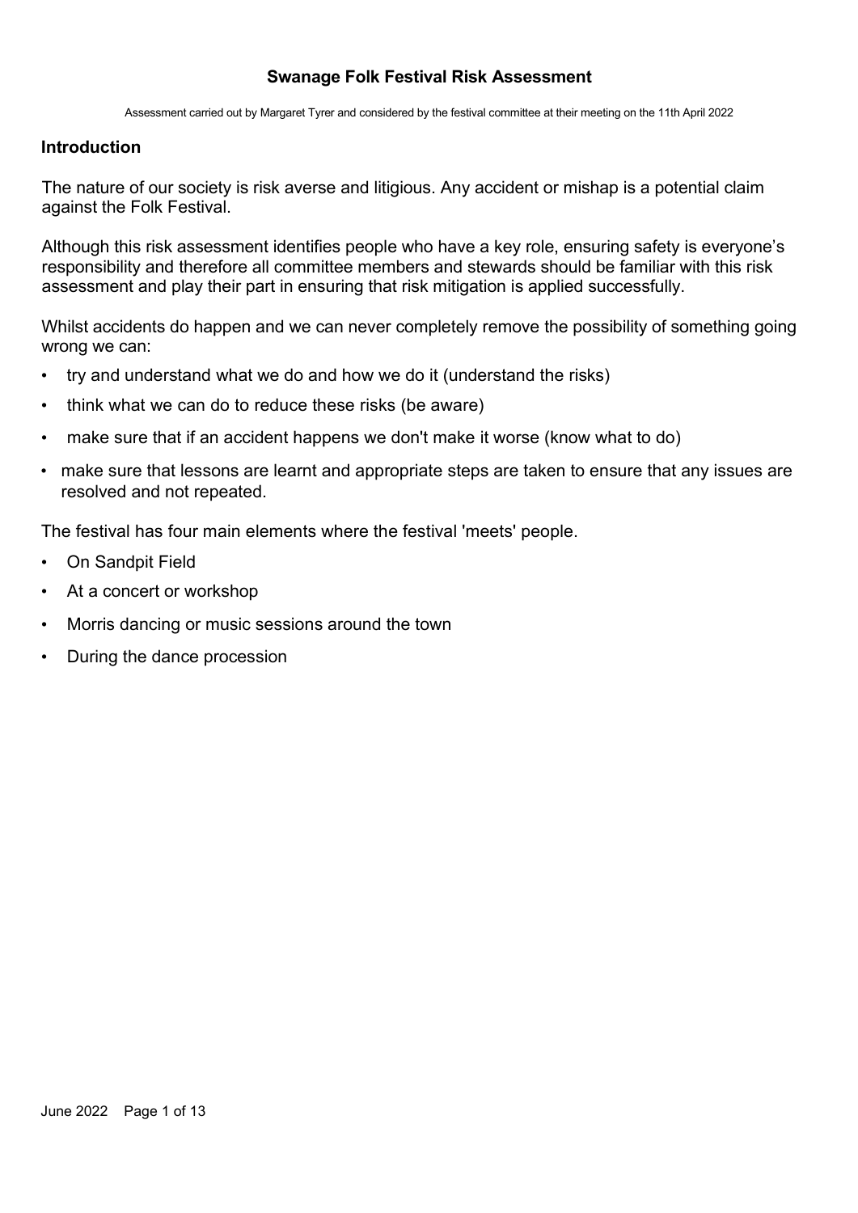# Swanage Folk Festival Risk Assessment

Assessment carried out by Margaret Tyrer and considered by the festival committee at their meeting on the 11th April 2022

## Introduction

The nature of our society is risk averse and litigious. Any accident or mishap is a potential claim against the Folk Festival.

Although this risk assessment identifies people who have a key role, ensuring safety is everyone's responsibility and therefore all committee members and stewards should be familiar with this risk assessment and play their part in ensuring that risk mitigation is applied successfully.

Whilst accidents do happen and we can never completely remove the possibility of something going wrong we can:

- try and understand what we do and how we do it (understand the risks)
- think what we can do to reduce these risks (be aware)
- make sure that if an accident happens we don't make it worse (know what to do)
- make sure that lessons are learnt and appropriate steps are taken to ensure that any issues are resolved and not repeated.

The festival has four main elements where the festival 'meets' people.

- On Sandpit Field
- At a concert or workshop
- Morris dancing or music sessions around the town
- During the dance procession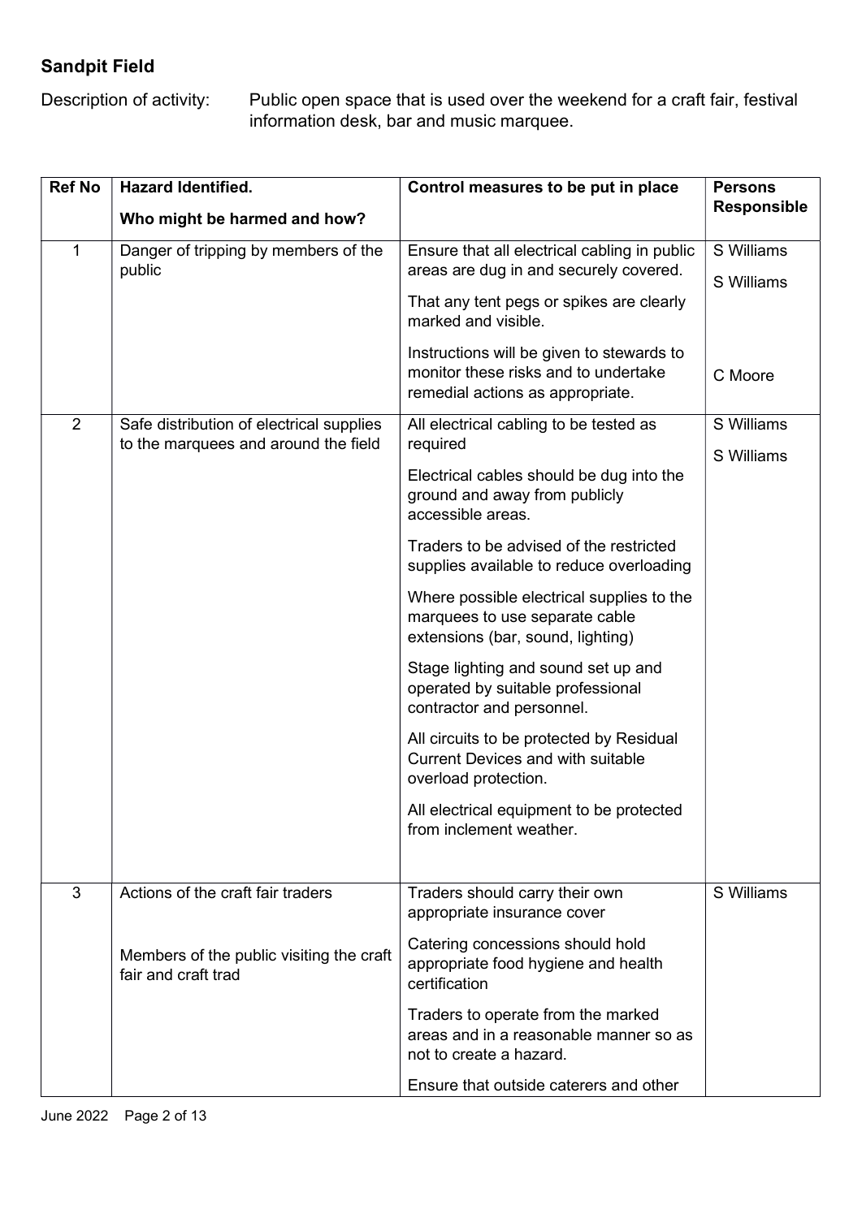## Sandpit Field

Description of activity: Public open space that is used over the weekend for a craft fair, festival information desk, bar and music marquee.

| Ref No | Hazard Identified.<br><br>Who might be harmed and how? | Control measures to be put in place | Persons Responsible |
|---|---|---|---|
| 1 | Danger of tripping by members of the public | Ensure that all electrical cabling in public areas are dug in and securely covered.<br><br>That any tent pegs or spikes are clearly marked and visible.<br><br>Instructions will be given to stewards to monitor these risks and to undertake remedial actions as appropriate. | S Williams<br><br>S Williams<br><br>C Moore |
| 2 | Safe distribution of electrical supplies to the marquees and around the field | All electrical cabling to be tested as required<br><br>Electrical cables should be dug into the ground and away from publicly accessible areas.<br><br>Traders to be advised of the restricted supplies available to reduce overloading<br><br>Where possible electrical supplies to the marquees to use separate cable extensions (bar, sound, lighting)<br><br>Stage lighting and sound set up and operated by suitable professional contractor and personnel.<br><br>All circuits to be protected by Residual Current Devices and with suitable overload protection.<br><br>All electrical equipment to be protected from inclement weather. | S Williams<br><br>S Williams |
| 3 | Actions of the craft fair traders<br><br>Members of the public visiting the craft fair and craft trad | Traders should carry their own appropriate insurance cover<br><br>Catering concessions should hold appropriate food hygiene and health certification<br><br>Traders to operate from the marked areas and in a reasonable manner so as not to create a hazard.<br><br>Ensure that outside caterers and other | S Williams |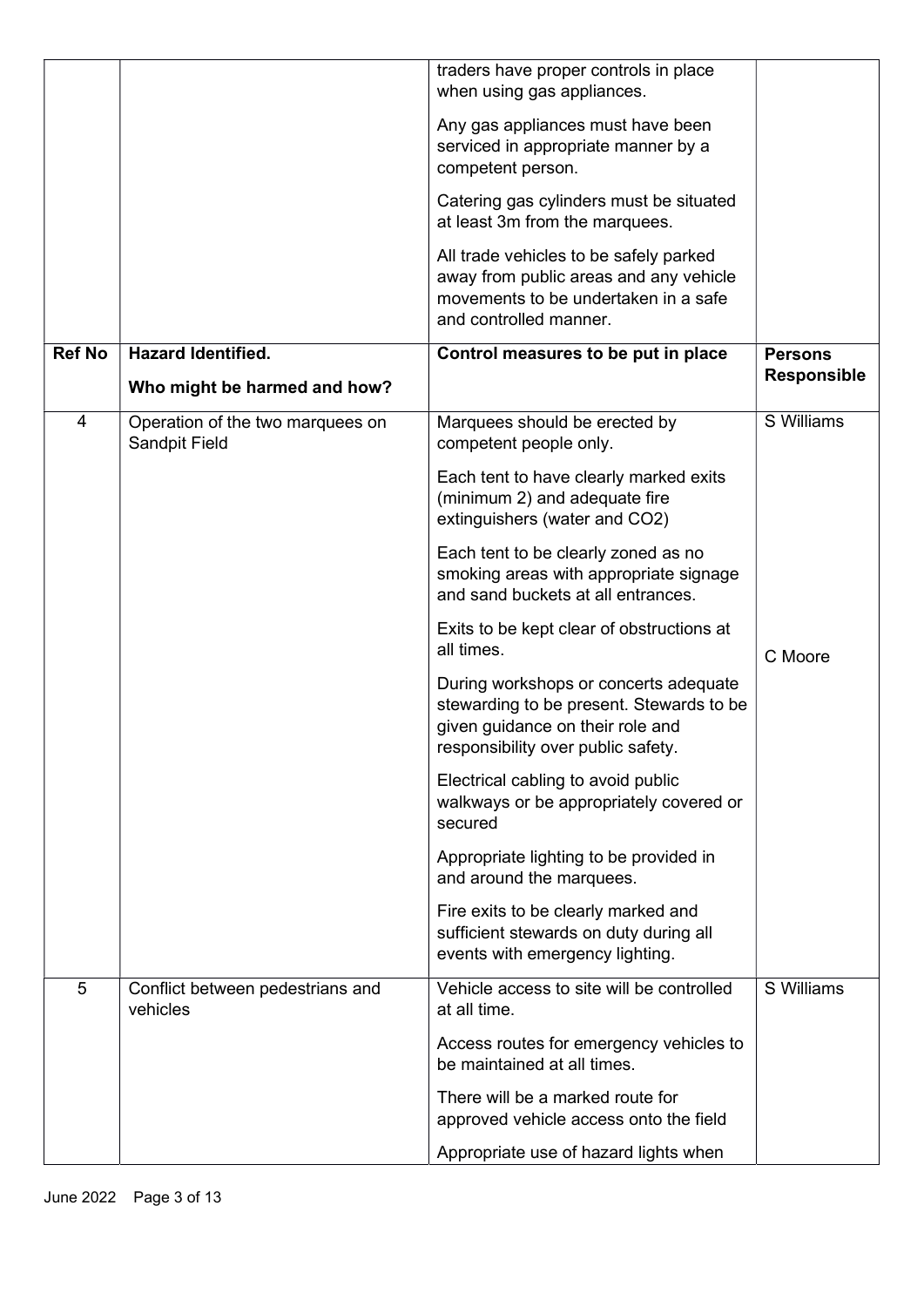| | | traders have proper controls in place when using gas appliances.<br><br>Any gas appliances must have been serviced in appropriate manner by a competent person.<br><br>Catering gas cylinders must be situated at least 3m from the marquees.<br><br>All trade vehicles to be safely parked away from public areas and any vehicle movements to be undertaken in a safe and controlled manner. | |
|---|---|---|---|
| **Ref No** | **Hazard Identified.**<br><br>**Who might be harmed and how?** | **Control measures to be put in place** | **Persons Responsible** |
| 4 | Operation of the two marquees on Sandpit Field | Marquees should be erected by competent people only.<br><br>Each tent to have clearly marked exits (minimum 2) and adequate fire extinguishers (water and $CO_2$)<br><br>Each tent to be clearly zoned as no smoking areas with appropriate signage and sand buckets at all entrances.<br><br>Exits to be kept clear of obstructions at all times.<br><br>During workshops or concerts adequate stewarding to be present. Stewards to be given guidance on their role and responsibility over public safety.<br><br>Electrical cabling to avoid public walkways or be appropriately covered or secured<br><br>Appropriate lighting to be provided in and around the marquees.<br><br>Fire exits to be clearly marked and sufficient stewards on duty during all events with emergency lighting. | S Williams<br><br>C Moore |
| 5 | Conflict between pedestrians and vehicles | Vehicle access to site will be controlled at all time.<br><br>Access routes for emergency vehicles to be maintained at all times.<br><br>There will be a marked route for approved vehicle access onto the field<br><br>Appropriate use of hazard lights when | S Williams |

June 2022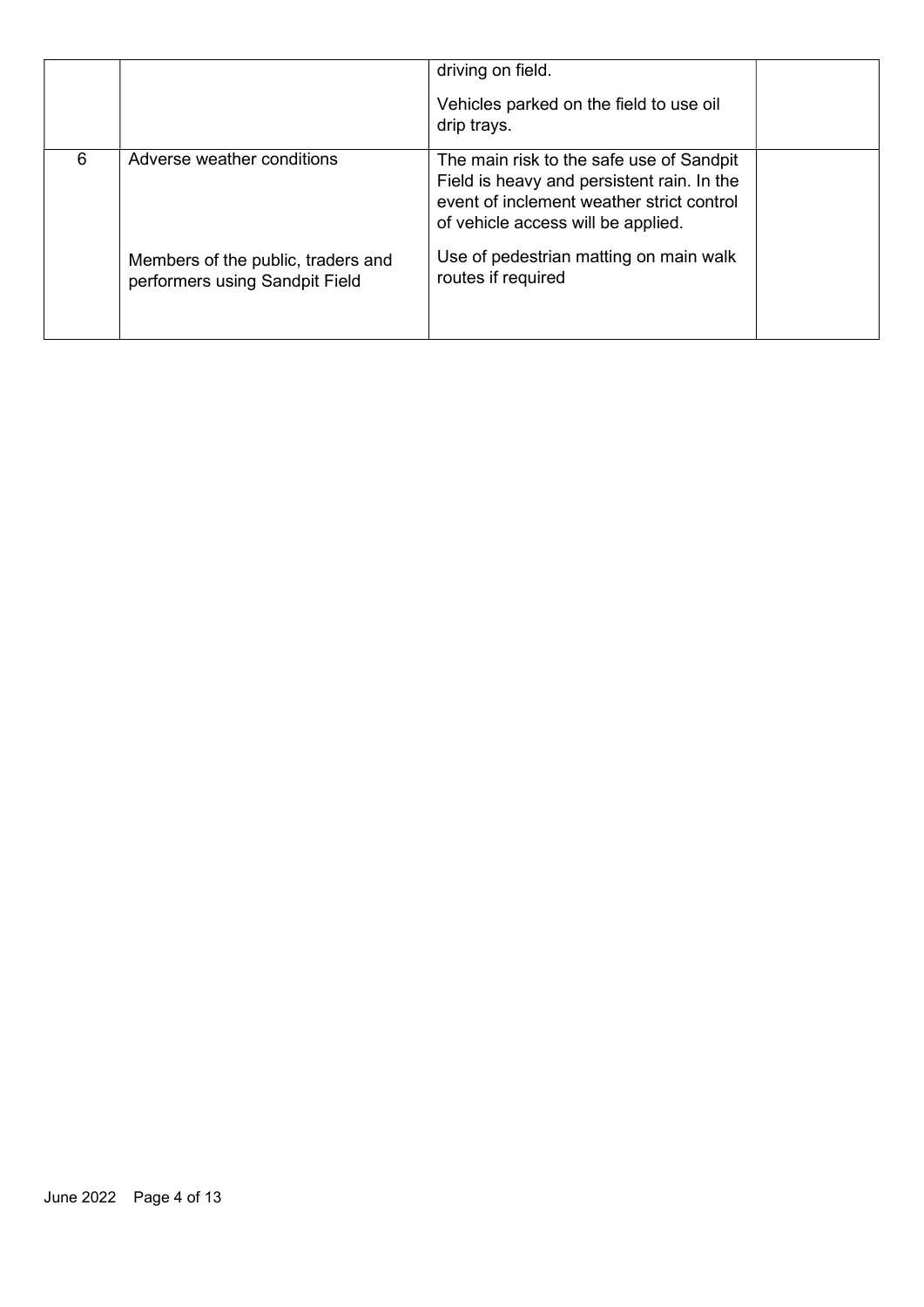| | | | |
|---|---|---|---|
| | | driving on field.<br><br>Vehicles parked on the field to use oil drip trays. | |
| 6 | Adverse weather conditions<br><br>Members of the public, traders and performers using Sandpit Field | The main risk to the safe use of Sandpit Field is heavy and persistent rain. In the event of inclement weather strict control of vehicle access will be applied.<br><br>Use of pedestrian matting on main walk routes if required | |

June 2022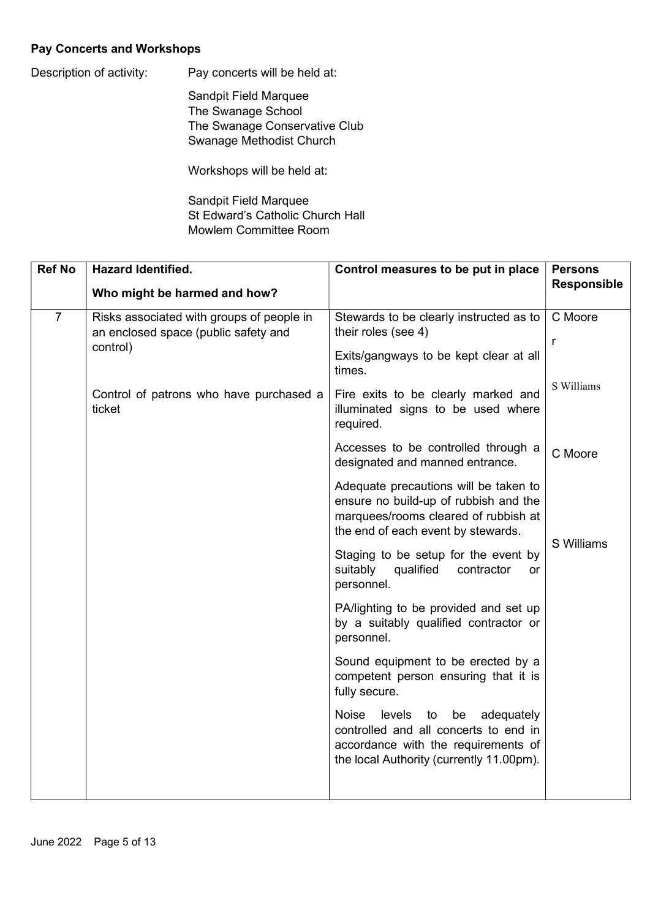**Pay Concerts and Workshops**

Description of activity: Pay concerts will be held at:

Sandpit Field Marquee
The Swanage School
The Swanage Conservative Club
Swanage Methodist Church

Workshops will be held at:

Sandpit Field Marquee
St Edward's Catholic Church Hall
Mowlem Committee Room

| Ref No | Hazard Identified.<br><br>Who might be harmed and how? | Control measures to be put in place | Persons Responsible |
|---|---|---|---|
| 7 | Risks associated with groups of people in an enclosed space (public safety and control)<br><br>Control of patrons who have purchased a ticket | Stewards to be clearly instructed as to their roles (see 4)<br><br>Exits/gangways to be kept clear at all times.<br><br>Fire exits to be clearly marked and illuminated signs to be used where required.<br><br>Accesses to be controlled through a designated and manned entrance.<br><br>Adequate precautions will be taken to ensure no build-up of rubbish and the marquees/rooms cleared of rubbish at the end of each event by stewards.<br><br>Staging to be setup for the event by suitably qualified contractor or personnel.<br><br>PA/lighting to be provided and set up by a suitably qualified contractor or personnel.<br><br>Sound equipment to be erected by a competent person ensuring that it is fully secure.<br><br>Noise levels to be adequately controlled and all concerts to end in accordance with the requirements of the local Authority (currently 11.00pm). | C Moore<br><br>r<br><br>S Williams<br><br>C Moore<br><br>S Williams |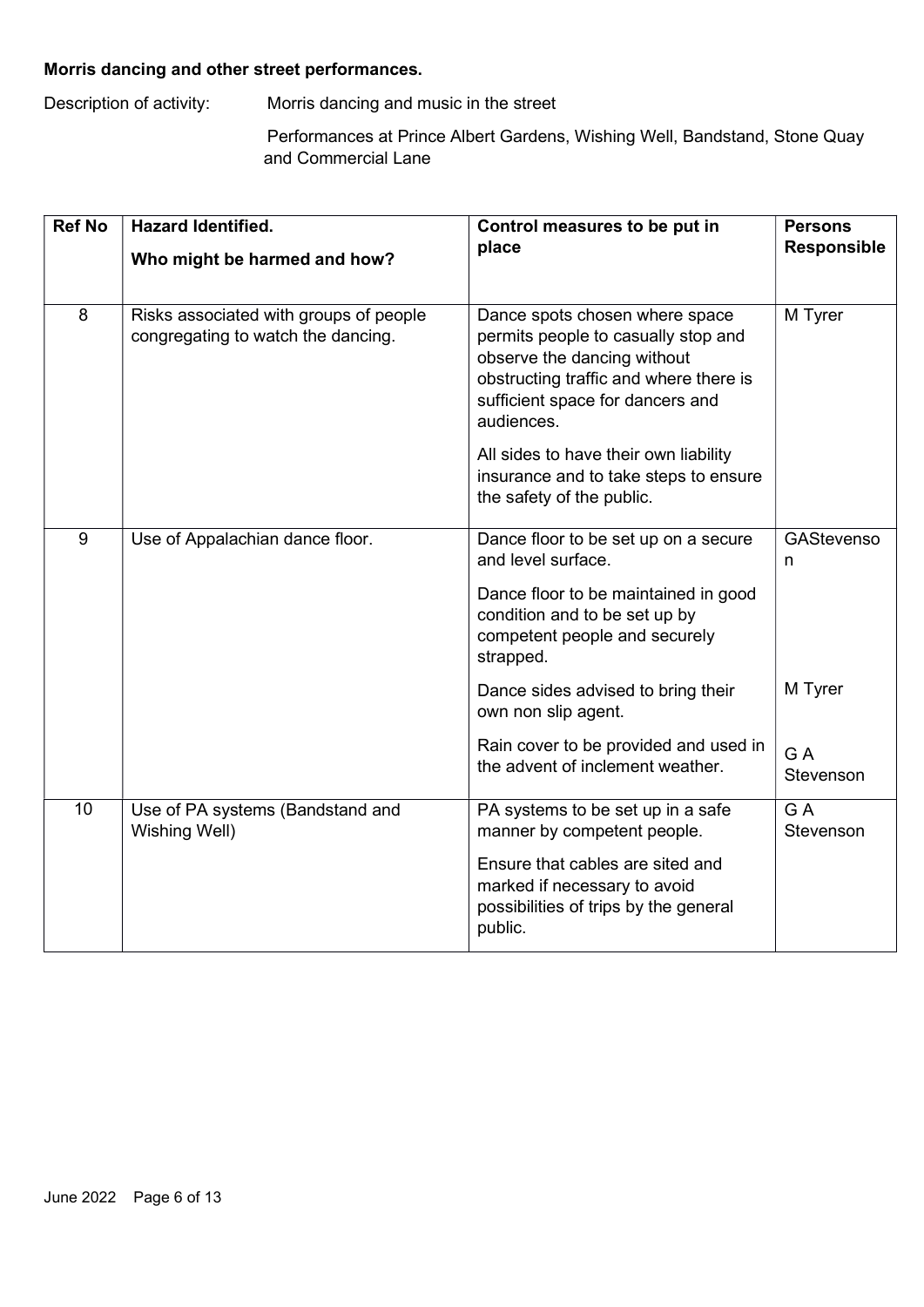**Morris dancing and other street performances.**

Description of activity: Morris dancing and music in the street

Performances at Prince Albert Gardens, Wishing Well, Bandstand, Stone Quay and Commercial Lane

| Ref No | Hazard Identified. **Who might be harmed and how?** | Control measures to be put in place | Persons Responsible |
|---|---|---|---|
| 8 | Risks associated with groups of people congregating to watch the dancing. | Dance spots chosen where space permits people to casually stop and observe the dancing without obstructing traffic and where there is sufficient space for dancers and audiences.<br><br>All sides to have their own liability insurance and to take steps to ensure the safety of the public. | M Tyrer |
| 9 | Use of Appalachian dance floor. | Dance floor to be set up on a secure and level surface.<br><br>Dance floor to be maintained in good condition and to be set up by competent people and securely strapped. | GAStevenson |
| | | Dance sides advised to bring their own non slip agent. | M Tyrer |
| | | Rain cover to be provided and used in the advent of inclement weather. | G A Stevenson |
| 10 | Use of PA systems (Bandstand and Wishing Well) | PA systems to be set up in a safe manner by competent people.<br><br>Ensure that cables are sited and marked if necessary to avoid possibilities of trips by the general public. | G A Stevenson |

June 2022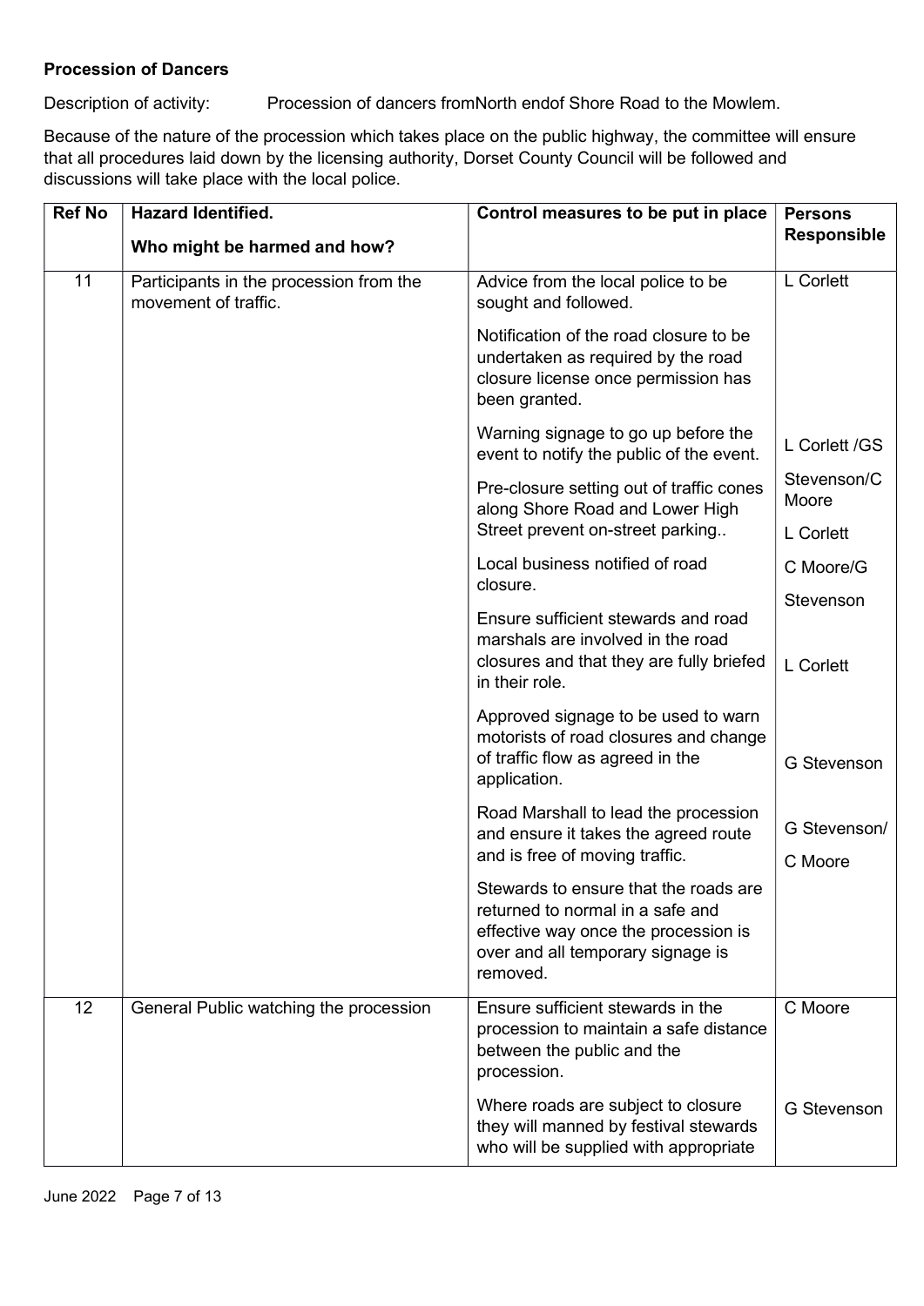**Procession of Dancers**

Description of activity: Procession of dancers fromNorth endof Shore Road to the Mowlem.

Because of the nature of the procession which takes place on the public highway, the committee will ensure that all procedures laid down by the licensing authority, Dorset County Council will be followed and discussions will take place with the local police.

| Ref No | Hazard Identified.<br><br>Who might be harmed and how? | Control measures to be put in place | Persons Responsible |
|---|---|---|---|
| 11 | Participants in the procession from the movement of traffic. | Advice from the local police to be sought and followed.<br><br>Notification of the road closure to be undertaken as required by the road closure license once permission has been granted.<br><br>Warning signage to go up before the event to notify the public of the event.<br><br>Pre-closure setting out of traffic cones along Shore Road and Lower High Street prevent on-street parking..<br><br>Local business notified of road closure.<br><br>Ensure sufficient stewards and road marshals are involved in the road closures and that they are fully briefed in their role.<br><br>Approved signage to be used to warn motorists of road closures and change of traffic flow as agreed in the application.<br><br>Road Marshall to lead the procession and ensure it takes the agreed route and is free of moving traffic.<br><br>Stewards to ensure that the roads are returned to normal in a safe and effective way once the procession is over and all temporary signage is removed. | L Corlett<br><br>L Corlett /GS Stevenson/C Moore<br><br>L Corlett<br><br>C Moore/G Stevenson<br><br>L Corlett<br><br>G Stevenson<br><br>G Stevenson/ C Moore |
| 12 | General Public watching the procession | Ensure sufficient stewards in the procession to maintain a safe distance between the public and the procession.<br><br>Where roads are subject to closure they will manned by festival stewards who will be supplied with appropriate | C Moore<br><br>G Stevenson |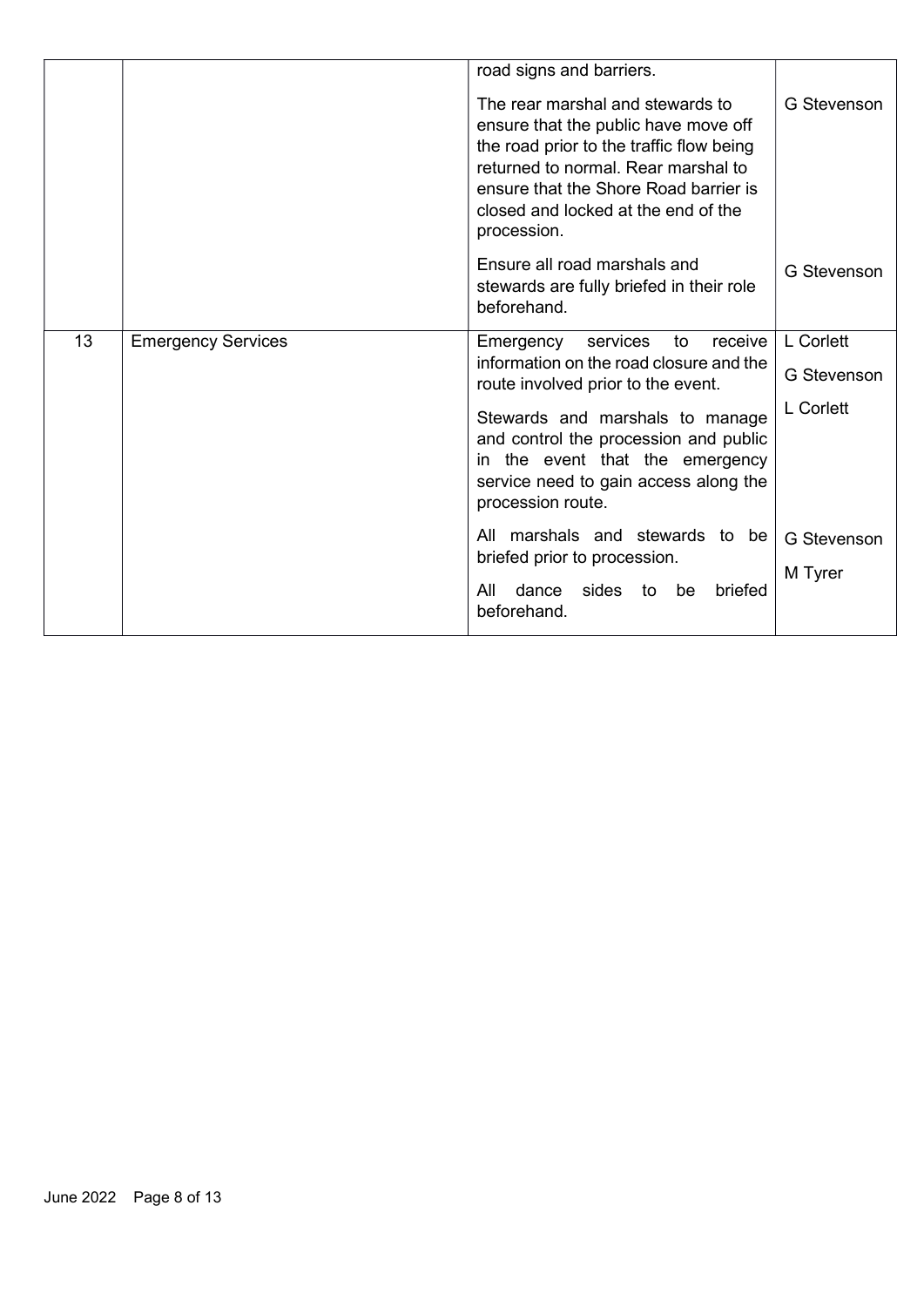| | | | |
|---|---|---|---|
| | | road signs and barriers.<br><br>The rear marshal and stewards to ensure that the public have move off the road prior to the traffic flow being returned to normal. Rear marshal to ensure that the Shore Road barrier is closed and locked at the end of the procession.<br><br>Ensure all road marshals and stewards are fully briefed in their role beforehand. | <br><br>G Stevenson<br><br><br><br><br><br>G Stevenson |
| 13 | Emergency Services | Emergency services to receive information on the road closure and the route involved prior to the event.<br><br>Stewards and marshals to manage and control the procession and public in the event that the emergency service need to gain access along the procession route.<br><br>All marshals and stewards to be briefed prior to procession.<br><br>All dance sides to be briefed beforehand. | L Corlett<br><br>G Stevenson<br><br>L Corlett<br><br><br><br>G Stevenson<br><br>M Tyrer |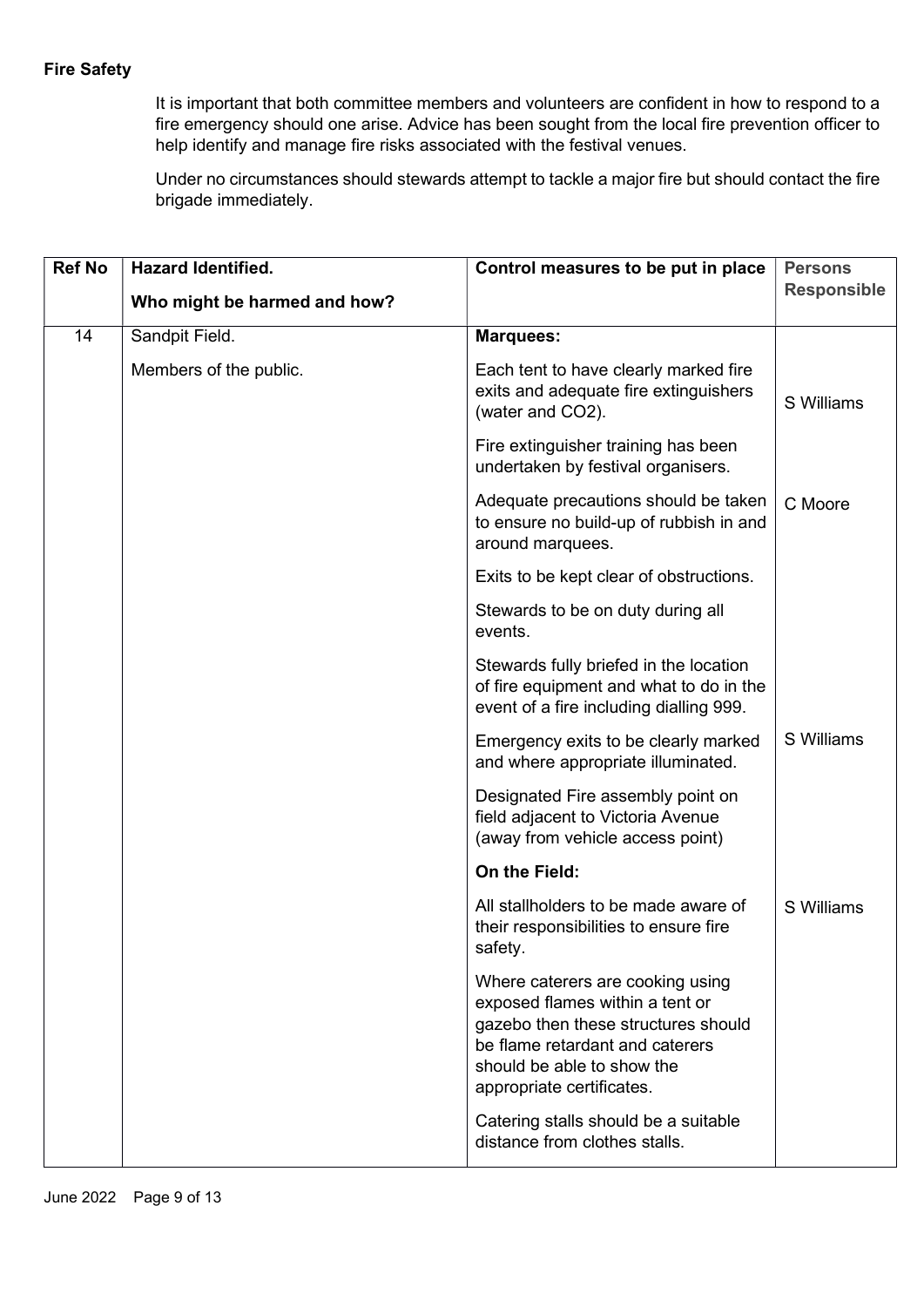**Fire Safety**

It is important that both committee members and volunteers are confident in how to respond to a fire emergency should one arise. Advice has been sought from the local fire prevention officer to help identify and manage fire risks associated with the festival venues.

Under no circumstances should stewards attempt to tackle a major fire but should contact the fire brigade immediately.

| Ref No | Hazard Identified.<br><br>Who might be harmed and how? | Control measures to be put in place | Persons Responsible |
|---|---|---|---|
| 14 | Sandpit Field.<br><br>Members of the public. | **Marquees:** | |
| | | Each tent to have clearly marked fire exits and adequate fire extinguishers (water and $CO_2$). | S Williams |
| | | Fire extinguisher training has been undertaken by festival organisers. | |
| | | Adequate precautions should be taken to ensure no build-up of rubbish in and around marquees. | C Moore |
| | | Exits to be kept clear of obstructions. | |
| | | Stewards to be on duty during all events. | |
| | | Stewards fully briefed in the location of fire equipment and what to do in the event of a fire including dialling 999. | |
| | | Emergency exits to be clearly marked and where appropriate illuminated. | S Williams |
| | | Designated Fire assembly point on field adjacent to Victoria Avenue (away from vehicle access point) | |
| | | **On the Field:** | |
| | | All stallholders to be made aware of their responsibilities to ensure fire safety. | S Williams |
| | | Where caterers are cooking using exposed flames within a tent or gazebo then these structures should be flame retardant and caterers should be able to show the appropriate certificates. | |
| | | Catering stalls should be a suitable distance from clothes stalls. | |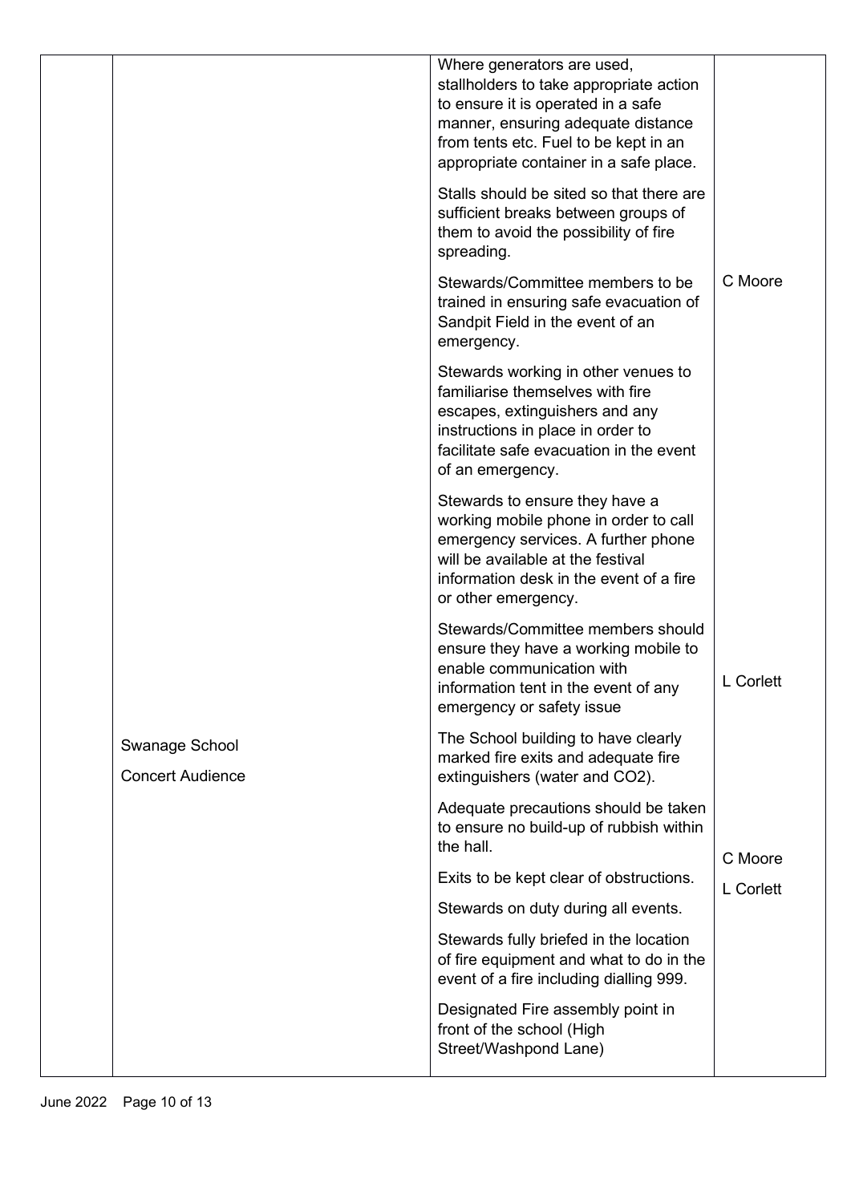|  |  | Where generators are used, stallholders to take appropriate action to ensure it is operated in a safe manner, ensuring adequate distance from tents etc. Fuel to be kept in an appropriate container in a safe place. |  |
|---|---|---|---|
|  |  | Stalls should be sited so that there are sufficient breaks between groups of them to avoid the possibility of fire spreading. |  |
|  |  | Stewards/Committee members to be trained in ensuring safe evacuation of Sandpit Field in the event of an emergency. | C Moore |
|  |  | Stewards working in other venues to familiarise themselves with fire escapes, extinguishers and any instructions in place in order to facilitate safe evacuation in the event of an emergency. |  |
|  |  | Stewards to ensure they have a working mobile phone in order to call emergency services. A further phone will be available at the festival information desk in the event of a fire or other emergency. |  |
|  |  | Stewards/Committee members should ensure they have a working mobile to enable communication with information tent in the event of any emergency or safety issue | L Corlett |
|  | Swanage School<br>Concert Audience | The School building to have clearly marked fire exits and adequate fire extinguishers (water and CO2). |  |
|  |  | Adequate precautions should be taken to ensure no build-up of rubbish within the hall. | C Moore |
|  |  | Exits to be kept clear of obstructions. | L Corlett |
|  |  | Stewards on duty during all events. |  |
|  |  | Stewards fully briefed in the location of fire equipment and what to do in the event of a fire including dialling 999. |  |
|  |  | Designated Fire assembly point in front of the school (High Street/Washpond Lane) |  |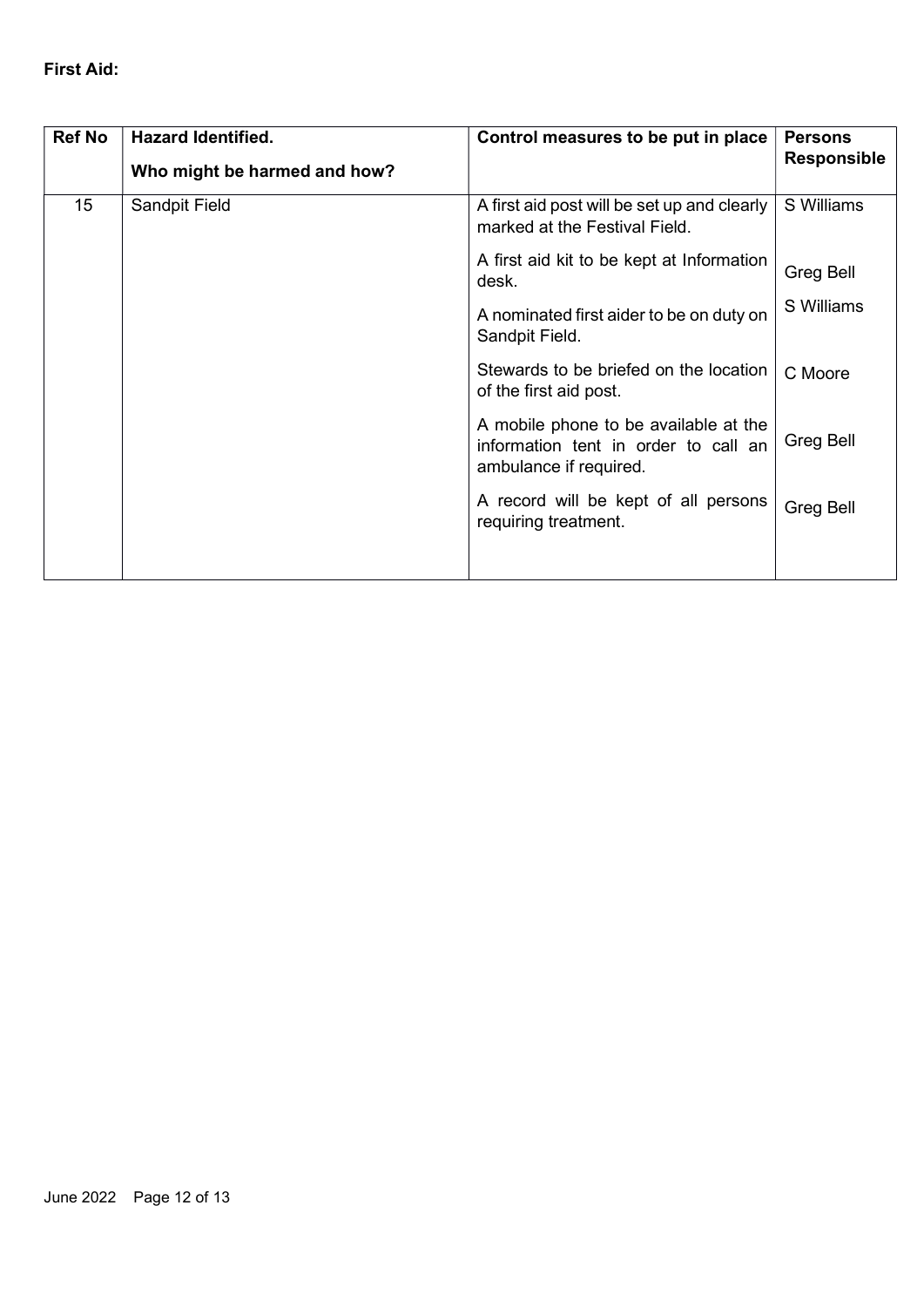**First Aid:**

| Ref No | **Hazard Identified.**<br><br>**Who might be harmed and how?** | **Control measures to be put in place** | **Persons Responsible** |
|---|---|---|---|
| 15 | Sandpit Field | A first aid post will be set up and clearly marked at the Festival Field. | S Williams |
| | | A first aid kit to be kept at Information desk. | Greg Bell |
| | | A nominated first aider to be on duty on Sandpit Field. | S Williams |
| | | Stewards to be briefed on the location of the first aid post. | C Moore |
| | | A mobile phone to be available at the information tent in order to call an ambulance if required. | Greg Bell |
| | | A record will be kept of all persons requiring treatment. | Greg Bell |

June 2022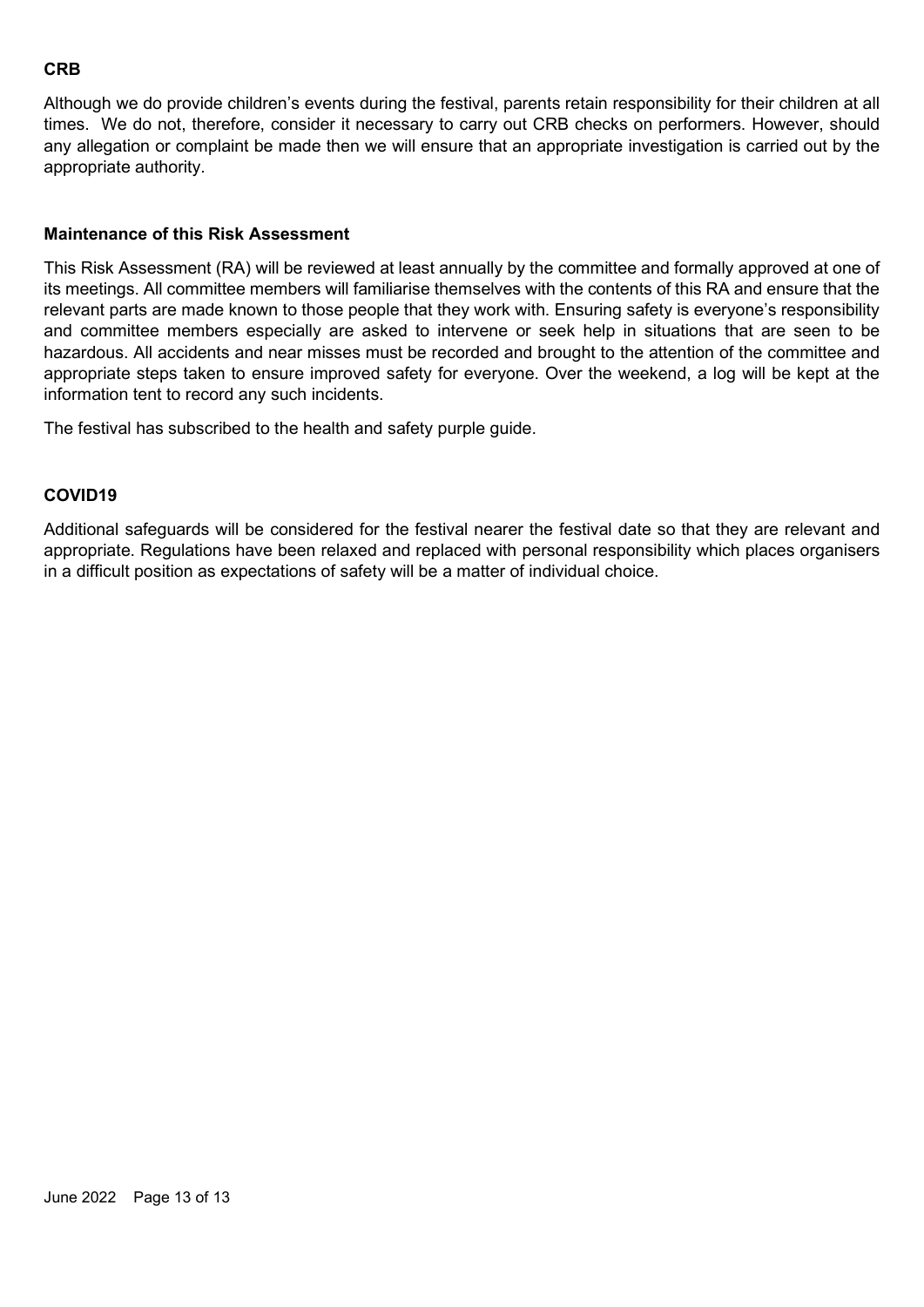**CRB**

Although we do provide children's events during the festival, parents retain responsibility for their children at all times. We do not, therefore, consider it necessary to carry out CRB checks on performers. However, should any allegation or complaint be made then we will ensure that an appropriate investigation is carried out by the appropriate authority.

**Maintenance of this Risk Assessment**

This Risk Assessment (RA) will be reviewed at least annually by the committee and formally approved at one of its meetings. All committee members will familiarise themselves with the contents of this RA and ensure that the relevant parts are made known to those people that they work with. Ensuring safety is everyone's responsibility and committee members especially are asked to intervene or seek help in situations that are seen to be hazardous. All accidents and near misses must be recorded and brought to the attention of the committee and appropriate steps taken to ensure improved safety for everyone. Over the weekend, a log will be kept at the information tent to record any such incidents.

The festival has subscribed to the health and safety purple guide.

**COVID19**

Additional safeguards will be considered for the festival nearer the festival date so that they are relevant and appropriate. Regulations have been relaxed and replaced with personal responsibility which places organisers in a difficult position as expectations of safety will be a matter of individual choice.